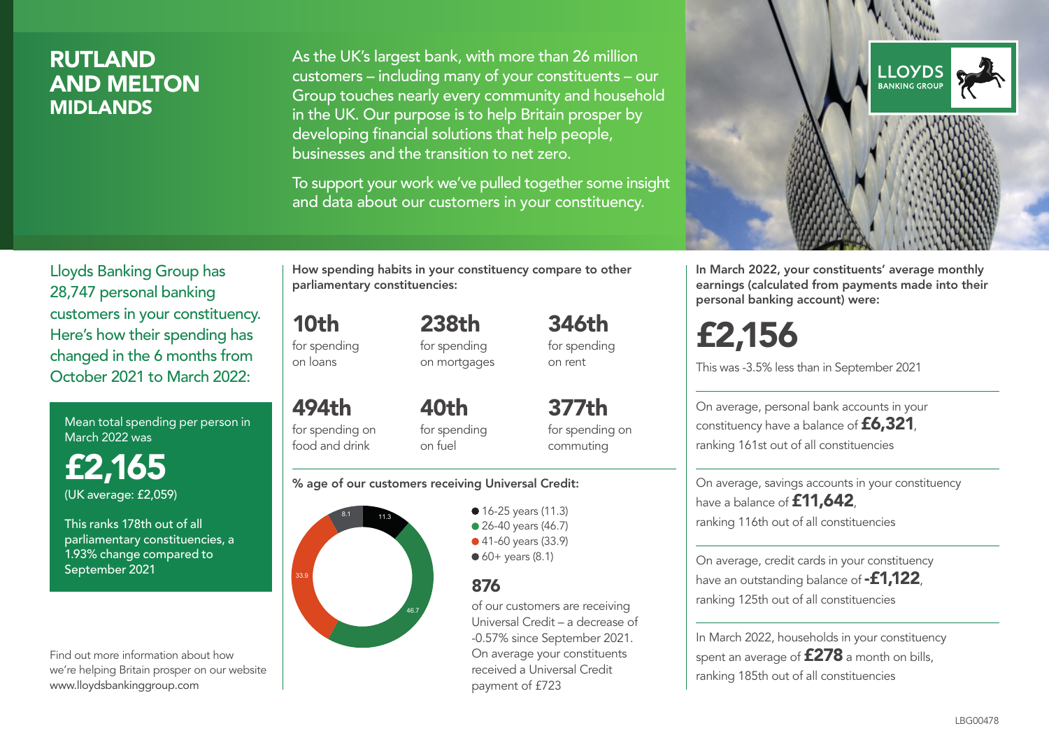# RUTLAND AND MELTON
## MIDLANDS

As the UK's largest bank, with more than 26 million customers – including many of your constituents – our Group touches nearly every community and household in the UK. Our purpose is to help Britain prosper by developing financial solutions that help people, businesses and the transition to net zero.

To support your work we've pulled together some insight and data about our customers in your constituency.

LLOYDS BANKING GROUP

Lloyds Banking Group has 28,747 personal banking customers in your constituency. Here's how their spending has changed in the 6 months from October 2021 to March 2022:

Mean total spending per person in March 2022 was

**£2,165**
(UK average: £2,059)

This ranks 178th out of all parliamentary constituencies, a 1.93% change compared to September 2021

Find out more information about how we're helping Britain prosper on our website www.lloydsbankinggroup.com

**How spending habits in your constituency compare to other parliamentary constituencies:**

**10th** for spending on loans

**238th** for spending on mortgages

**346th** for spending on rent

**494th** for spending on food and drink

**40th** for spending on fuel

**377th** for spending on commuting

**% age of our customers receiving Universal Credit:**

- 16-25 years (11.3)
- 26-40 years (46.7)
- 41-60 years (33.9)
- 60+ years (8.1)

**876**
of our customers are receiving Universal Credit – a decrease of -0.57% since September 2021. On average your constituents received a Universal Credit payment of £723

**In March 2022, your constituents' average monthly earnings (calculated from payments made into their personal banking account) were:**

**£2,156**
This was -3.5% less than in September 2021

On average, personal bank accounts in your constituency have a balance of **£6,321**, ranking 161st out of all constituencies

On average, savings accounts in your constituency have a balance of **£11,642**, ranking 116th out of all constituencies

On average, credit cards in your constituency have an outstanding balance of **-£1,122**, ranking 125th out of all constituencies

In March 2022, households in your constituency spent an average of **£278** a month on bills, ranking 185th out of all constituencies

LBG00478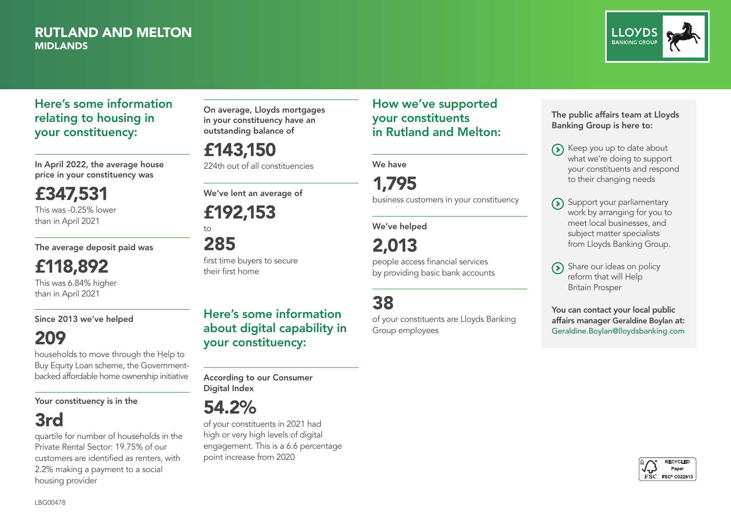# RUTLAND AND MELTON
## MIDLANDS

LLOYDS BANKING GROUP

## Here's some information relating to housing in your constituency:

In April 2022, the average house price in your constituency was

**£347,531**

This was -0.25% lower than in April 2021

The average deposit paid was

**£118,892**

This was 6.84% higher than in April 2021

Since 2013 we've helped

**209**

households to move through the Help to Buy Equity Loan scheme, the Government-backed affordable home ownership initiative

Your constituency is in the

**3rd**

quartile for number of households in the Private Rental Sector: 19.75% of our customers are identified as renters, with 2.2% making a payment to a social housing provider

On average, Lloyds mortgages in your constituency have an outstanding balance of

**£143,150**

224th out of all constituencies

We've lent an average of

**£192,153**

to

**285**

first time buyers to secure their first home

## Here's some information about digital capability in your constituency:

According to our Consumer Digital Index

**54.2%**

of your constituents in 2021 had high or very high levels of digital engagement. This is a 6.6 percentage point increase from 2020

## How we've supported your constituents in Rutland and Melton:

We have

**1,795**

business customers in your constituency

We've helped

**2,013**

people access financial services by providing basic bank accounts

**38**

of your constituents are Lloyds Banking Group employees

The public affairs team at Lloyds Banking Group is here to:

- Keep you up to date about what we're doing to support your constituents and respond to their changing needs
- Support your parliamentary work by arranging for you to meet local businesses, and subject matter specialists from Lloyds Banking Group.
- Share our ideas on policy reform that will Help Britain Prosper

You can contact your local public affairs manager Geraldine Boylan at:
Geraldine.Boylan@lloydsbanking.com

RECYCLED Paper FSC® C022913

LBG00478